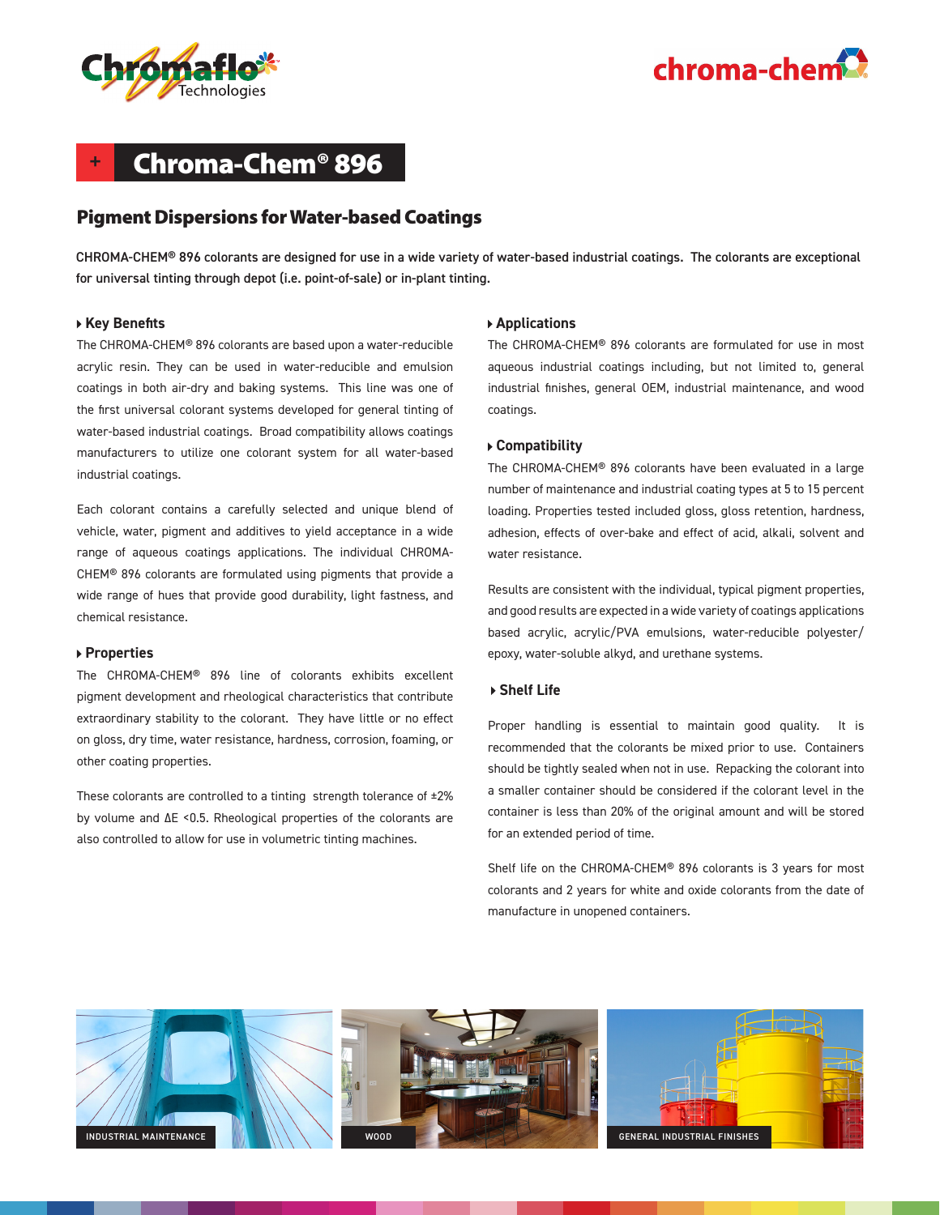# Chroma-Chem® 896

## Pigment Dispersions for Water-based Coatings

**CHROMA-CHEM® 896 colorants are designed for use in a wide variety of water-based industrial coatings. The colorants are exceptional for universal tinting through depot (i.e. point-of-sale) or in-plant tinting.**

### Key Benefits

The CHROMA-CHEM® 896 colorants are based upon a water-reducible acrylic resin. They can be used in water-reducible and emulsion coatings in both air-dry and baking systems. This line was one of the first universal colorant systems developed for general tinting of water-based industrial coatings. Broad compatibility allows coatings manufacturers to utilize one colorant system for all water-based industrial coatings.

Each colorant contains a carefully selected and unique blend of vehicle, water, pigment and additives to yield acceptance in a wide range of aqueous coatings applications. The individual CHROMA-CHEM® 896 colorants are formulated using pigments that provide a wide range of hues that provide good durability, light fastness, and chemical resistance.

### Properties

The CHROMA-CHEM® 896 line of colorants exhibits excellent pigment development and rheological characteristics that contribute extraordinary stability to the colorant. They have little or no effect on gloss, dry time, water resistance, hardness, corrosion, foaming, or other coating properties.

These colorants are controlled to a tinting strength tolerance of ±2% by volume and ΔE <0.5. Rheological properties of the colorants are also controlled to allow for use in volumetric tinting machines.

### Applications

The CHROMA-CHEM® 896 colorants are formulated for use in most aqueous industrial coatings including, but not limited to, general industrial finishes, general OEM, industrial maintenance, and wood coatings.

### Compatibility

The CHROMA-CHEM® 896 colorants have been evaluated in a large number of maintenance and industrial coating types at 5 to 15 percent loading. Properties tested included gloss, gloss retention, hardness, adhesion, effects of over-bake and effect of acid, alkali, solvent and water resistance.

Results are consistent with the individual, typical pigment properties, and good results are expected in a wide variety of coatings applications based acrylic, acrylic/PVA emulsions, water-reducible polyester/epoxy, water-soluble alkyd, and urethane systems.

### Shelf Life

Proper handling is essential to maintain good quality. It is recommended that the colorants be mixed prior to use. Containers should be tightly sealed when not in use. Repacking the colorant into a smaller container should be considered if the colorant level in the container is less than 20% of the original amount and will be stored for an extended period of time.

Shelf life on the CHROMA-CHEM® 896 colorants is 3 years for most colorants and 2 years for white and oxide colorants from the date of manufacture in unopened containers.

INDUSTRIAL MAINTENANCE

WOOD

GENERAL INDUSTRIAL FINISHES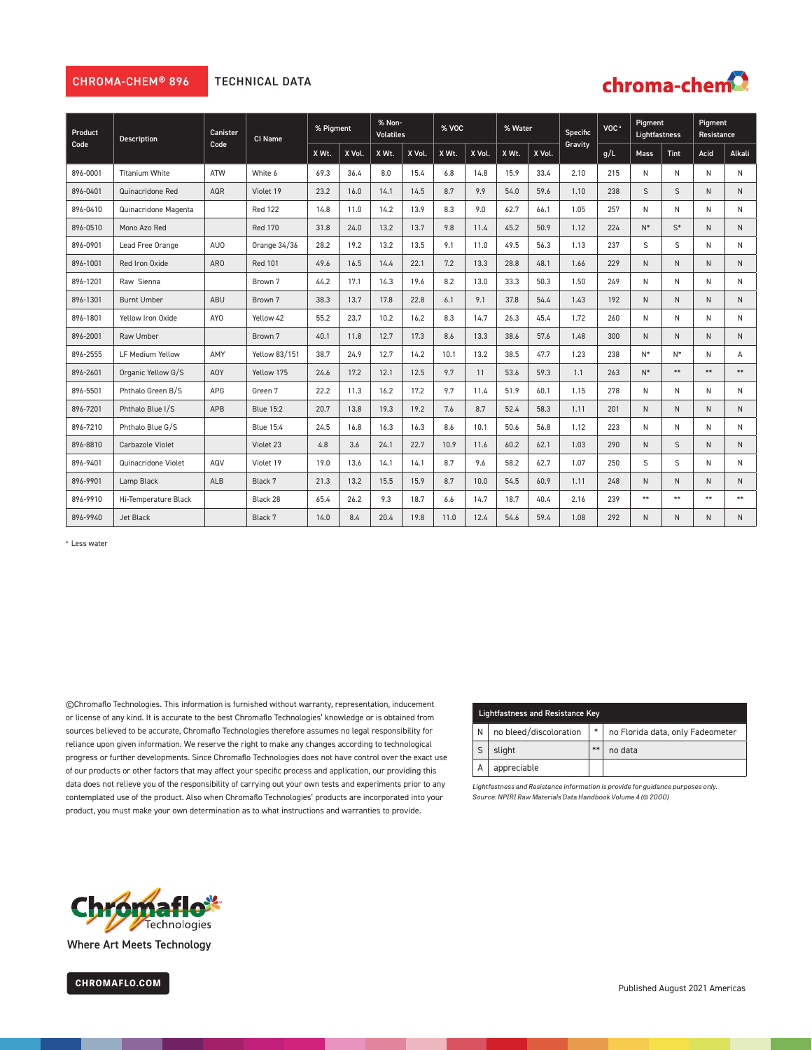CHROMA-CHEM® 896 TECHNICAL DATA

chroma-chem

| Product Code | Description | Canister Code | CI Name | % Pigment | | % Non-Volatiles | | % VOC | | % Water | | Specific Gravity | VOC[a] | Pigment Lightfastness | | Pigment Resistance | |
|---|---|---|---|---|---|---|---|---|---|---|---|---|---|---|---|---|---|
| | | | | X Wt. | X Vol. | X Wt. | X Vol. | X Wt. | X Vol. | X Wt. | X Vol. | | g/L | Mass | Tint | Acid | Alkali |
| 896-0001 | Titanium White | ATW | White 6 | 69.3 | 36.4 | 8.0 | 15.4 | 6.8 | 14.8 | 15.9 | 33.4 | 2.10 | 215 | N | N | N | N |
| 896-0401 | Quinacridone Red | AQR | Violet 19 | 23.2 | 16.0 | 14.1 | 14.5 | 8.7 | 9.9 | 54.0 | 59.6 | 1.10 | 238 | S | S | N | N |
| 896-0410 | Quinacridone Magenta | | Red 122 | 14.8 | 11.0 | 14.2 | 13.9 | 8.3 | 9.0 | 62.7 | 66.1 | 1.05 | 257 | N | N | N | N |
| 896-0510 | Mono Azo Red | | Red 170 | 31.8 | 24.0 | 13.2 | 13.7 | 9.8 | 11.4 | 45.2 | 50.9 | 1.12 | 224 | N* | S* | N | N |
| 896-0901 | Lead Free Orange | AUO | Orange 34/36 | 28.2 | 19.2 | 13.2 | 13.5 | 9.1 | 11.0 | 49.5 | 56.3 | 1.13 | 237 | S | S | N | N |
| 896-1001 | Red Iron Oxide | ARO | Red 101 | 49.6 | 16.5 | 14.4 | 22.1 | 7.2 | 13.3 | 28.8 | 48.1 | 1.66 | 229 | N | N | N | N |
| 896-1201 | Raw Sienna | | Brown 7 | 44.2 | 17.1 | 14.3 | 19.6 | 8.2 | 13.0 | 33.3 | 50.3 | 1.50 | 249 | N | N | N | N |
| 896-1301 | Burnt Umber | ABU | Brown 7 | 38.3 | 13.7 | 17.8 | 22.8 | 6.1 | 9.1 | 37.8 | 54.4 | 1.43 | 192 | N | N | N | N |
| 896-1801 | Yellow Iron Oxide | AYO | Yellow 42 | 55.2 | 23.7 | 10.2 | 16.2 | 8.3 | 14.7 | 26.3 | 45.4 | 1.72 | 260 | N | N | N | N |
| 896-2001 | Raw Umber | | Brown 7 | 40.1 | 11.8 | 12.7 | 17.3 | 8.6 | 13.3 | 38.6 | 57.6 | 1.48 | 300 | N | N | N | N |
| 896-2555 | LF Medium Yellow | AMY | Yellow 83/151 | 38.7 | 24.9 | 12.7 | 14.2 | 10.1 | 13.2 | 38.5 | 47.7 | 1.23 | 238 | N* | N* | N | A |
| 896-2601 | Organic Yellow G/S | AOY | Yellow 175 | 24.6 | 17.2 | 12.1 | 12.5 | 9.7 | 11 | 53.6 | 59.3 | 1.1 | 263 | N* | ** | ** | ** |
| 896-5501 | Phthalo Green B/S | APG | Green 7 | 22.2 | 11.3 | 16.2 | 17.2 | 9.7 | 11.4 | 51.9 | 60.1 | 1.15 | 278 | N | N | N | N |
| 896-7201 | Phthalo Blue I/S | APB | Blue 15:2 | 20.7 | 13.8 | 19.3 | 19.2 | 7.6 | 8.7 | 52.4 | 58.3 | 1.11 | 201 | N | N | N | N |
| 896-7210 | Phthalo Blue G/S | | Blue 15:4 | 24.5 | 16.8 | 16.3 | 16.3 | 8.6 | 10.1 | 50.6 | 56.8 | 1.12 | 223 | N | N | N | N |
| 896-8810 | Carbazole Violet | | Violet 23 | 4.8 | 3.6 | 24.1 | 22.7 | 10.9 | 11.6 | 60.2 | 62.1 | 1.03 | 290 | N | S | N | N |
| 896-9401 | Quinacridone Violet | AQV | Violet 19 | 19.0 | 13.6 | 14.1 | 14.1 | 8.7 | 9.6 | 58.2 | 62.7 | 1.07 | 250 | S | S | N | N |
| 896-9901 | Lamp Black | ALB | Black 7 | 21.3 | 13.2 | 15.5 | 15.9 | 8.7 | 10.0 | 54.5 | 60.9 | 1.11 | 248 | N | N | N | N |
| 896-9910 | Hi-Temperature Black | | Black 28 | 65.4 | 26.2 | 9.3 | 18.7 | 6.6 | 14.7 | 18.7 | 40.4 | 2.16 | 239 | ** | ** | ** | ** |
| 896-9940 | Jet Black | | Black 7 | 14.0 | 8.4 | 20.4 | 19.8 | 11.0 | 12.4 | 54.6 | 59.4 | 1.08 | 292 | N | N | N | N |

[a] Less water

©Chromaflo Technologies. This information is furnished without warranty, representation, inducement or license of any kind. It is accurate to the best Chromaflo Technologies' knowledge or is obtained from sources believed to be accurate, Chromaflo Technologies therefore assumes no legal responsibility for reliance upon given information. We reserve the right to make any changes according to technological progress or further developments. Since Chromaflo Technologies does not have control over the exact use of our products or other factors that may affect your specific process and application, our providing this data does not relieve you of the responsibility of carrying out your own tests and experiments prior to any contemplated use of the product. Also when Chromaflo Technologies' products are incorporated into your product, you must make your own determination as to what instructions and warranties to provide.

| Lightfastness and Resistance Key | | | |
|---|---|---|---|
| N | no bleed/discoloration | * | no Florida data, only Fadeometer |
| S | slight | ** | no data |
| A | appreciable | | |

*Lightfastness and Resistance information is provide for guidance purposes only.*
*Source: NPIRI Raw Materials Data Handbook Volume 4 (© 2000)*

Chromaflo Technologies
Where Art Meets Technology

CHROMAFLO.COM

Published August 2021 Americas